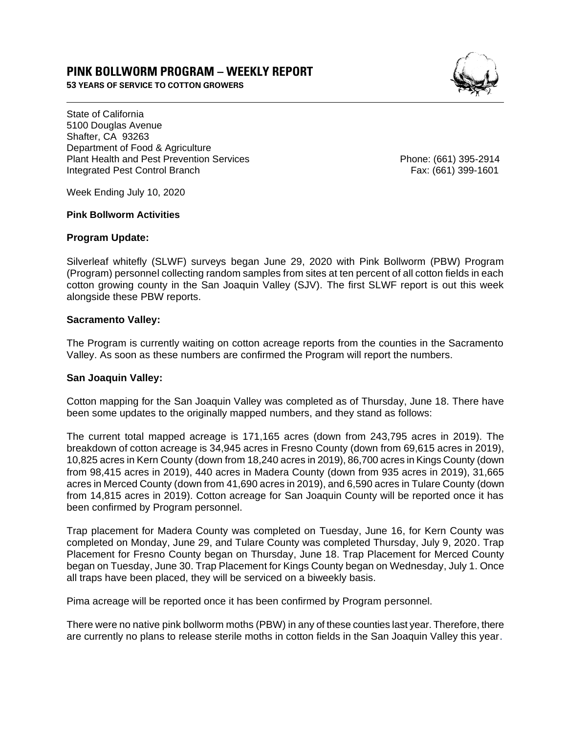# PINK BOLLWORM PROGRAM – WEEKLY REPORT

**53 YEARS OF SERVICE TO COTTON GROWERS**

State of California
5100 Douglas Avenue
Shafter, CA 93263
Department of Food & Agriculture
Plant Health and Pest Prevention Services
Integrated Pest Control Branch

Phone: (661) 395-2914
Fax: (661) 399-1601

Week Ending July 10, 2020

**Pink Bollworm Activities**

**Program Update:**

Silverleaf whitefly (SLWF) surveys began June 29, 2020 with Pink Bollworm (PBW) Program (Program) personnel collecting random samples from sites at ten percent of all cotton fields in each cotton growing county in the San Joaquin Valley (SJV). The first SLWF report is out this week alongside these PBW reports.

**Sacramento Valley:**

The Program is currently waiting on cotton acreage reports from the counties in the Sacramento Valley. As soon as these numbers are confirmed the Program will report the numbers.

**San Joaquin Valley:**

Cotton mapping for the San Joaquin Valley was completed as of Thursday, June 18. There have been some updates to the originally mapped numbers, and they stand as follows:

The current total mapped acreage is 171,165 acres (down from 243,795 acres in 2019). The breakdown of cotton acreage is 34,945 acres in Fresno County (down from 69,615 acres in 2019), 10,825 acres in Kern County (down from 18,240 acres in 2019), 86,700 acres in Kings County (down from 98,415 acres in 2019), 440 acres in Madera County (down from 935 acres in 2019), 31,665 acres in Merced County (down from 41,690 acres in 2019), and 6,590 acres in Tulare County (down from 14,815 acres in 2019). Cotton acreage for San Joaquin County will be reported once it has been confirmed by Program personnel.

Trap placement for Madera County was completed on Tuesday, June 16, for Kern County was completed on Monday, June 29, and Tulare County was completed Thursday, July 9, 2020. Trap Placement for Fresno County began on Thursday, June 18. Trap Placement for Merced County began on Tuesday, June 30. Trap Placement for Kings County began on Wednesday, July 1. Once all traps have been placed, they will be serviced on a biweekly basis.

Pima acreage will be reported once it has been confirmed by Program personnel.

There were no native pink bollworm moths (PBW) in any of these counties last year. Therefore, there are currently no plans to release sterile moths in cotton fields in the San Joaquin Valley this year.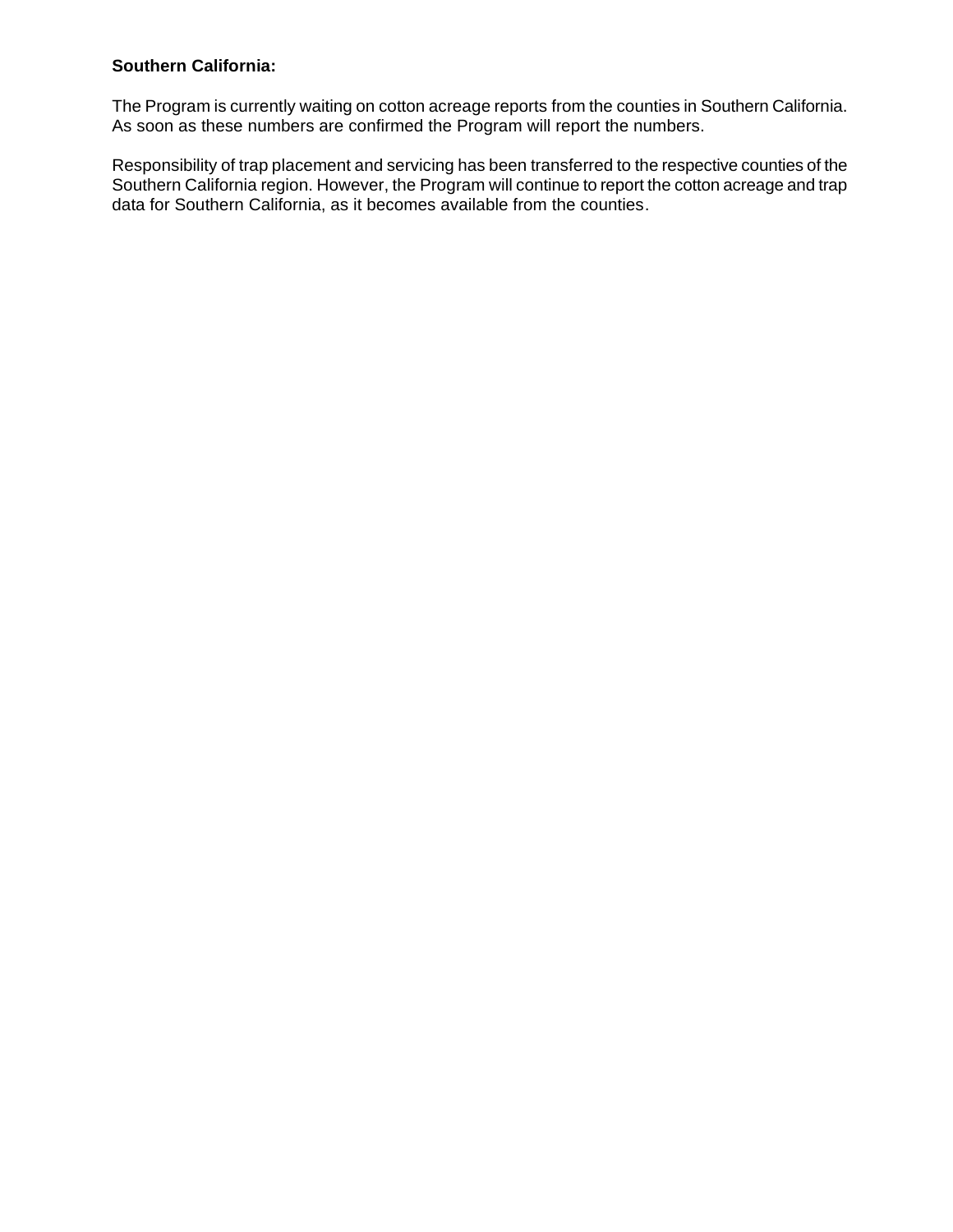**Southern California:**

The Program is currently waiting on cotton acreage reports from the counties in Southern California. As soon as these numbers are confirmed the Program will report the numbers.

Responsibility of trap placement and servicing has been transferred to the respective counties of the Southern California region. However, the Program will continue to report the cotton acreage and trap data for Southern California, as it becomes available from the counties.